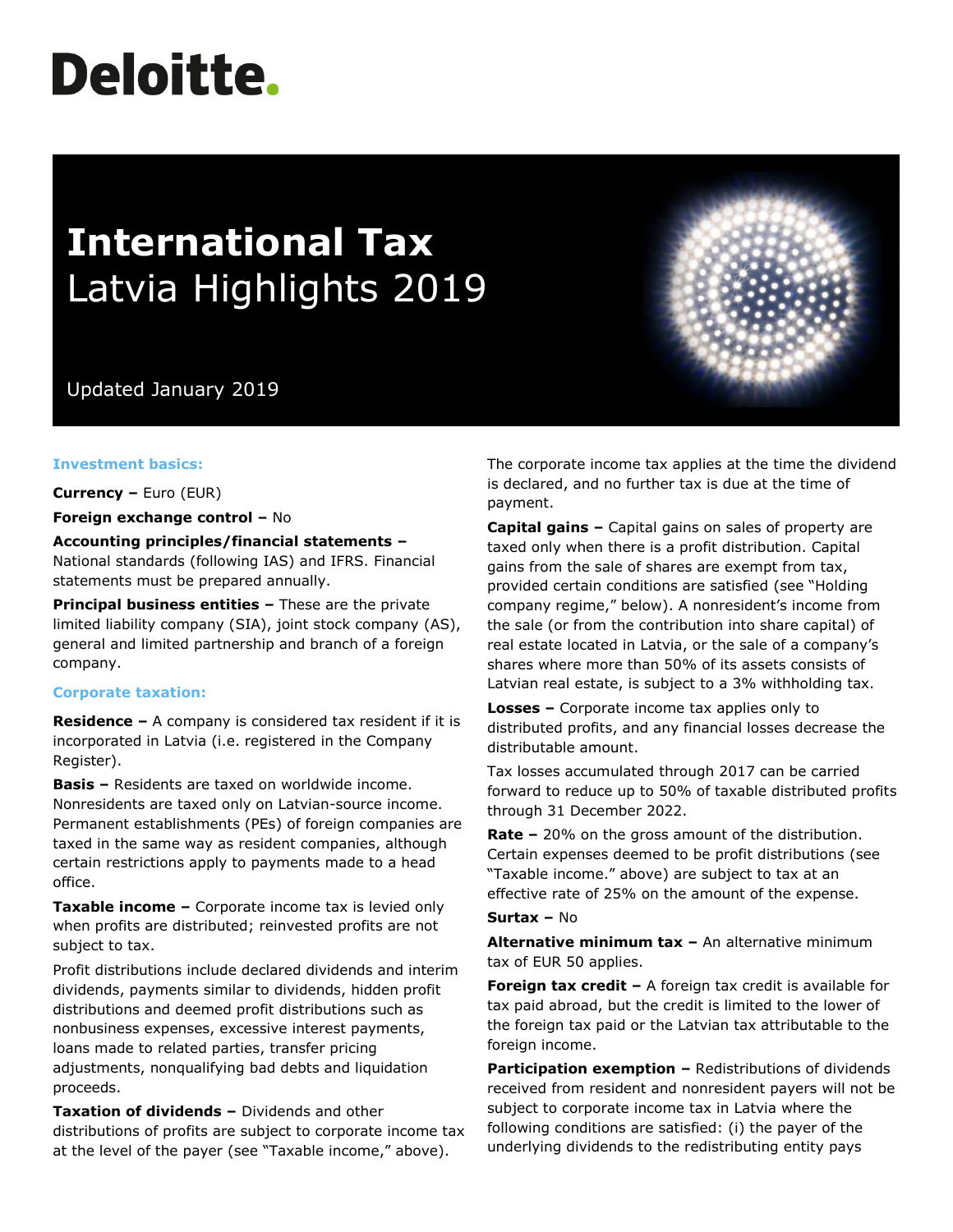# Deloitte.

# International Tax
## Latvia Highlights 2019

Updated January 2019

### Investment basics:

**Currency –** Euro (EUR)

**Foreign exchange control –** No

**Accounting principles/financial statements –** National standards (following IAS) and IFRS. Financial statements must be prepared annually.

**Principal business entities –** These are the private limited liability company (SIA), joint stock company (AS), general and limited partnership and branch of a foreign company.

### Corporate taxation:

**Residence –** A company is considered tax resident if it is incorporated in Latvia (i.e. registered in the Company Register).

**Basis –** Residents are taxed on worldwide income. Nonresidents are taxed only on Latvian-source income. Permanent establishments (PEs) of foreign companies are taxed in the same way as resident companies, although certain restrictions apply to payments made to a head office.

**Taxable income –** Corporate income tax is levied only when profits are distributed; reinvested profits are not subject to tax.

Profit distributions include declared dividends and interim dividends, payments similar to dividends, hidden profit distributions and deemed profit distributions such as nonbusiness expenses, excessive interest payments, loans made to related parties, transfer pricing adjustments, nonqualifying bad debts and liquidation proceeds.

**Taxation of dividends –** Dividends and other distributions of profits are subject to corporate income tax at the level of the payer (see "Taxable income," above). The corporate income tax applies at the time the dividend is declared, and no further tax is due at the time of payment.

**Capital gains –** Capital gains on sales of property are taxed only when there is a profit distribution. Capital gains from the sale of shares are exempt from tax, provided certain conditions are satisfied (see "Holding company regime," below). A nonresident's income from the sale (or from the contribution into share capital) of real estate located in Latvia, or the sale of a company's shares where more than 50% of its assets consists of Latvian real estate, is subject to a 3% withholding tax.

**Losses –** Corporate income tax applies only to distributed profits, and any financial losses decrease the distributable amount.

Tax losses accumulated through 2017 can be carried forward to reduce up to 50% of taxable distributed profits through 31 December 2022.

**Rate –** 20% on the gross amount of the distribution. Certain expenses deemed to be profit distributions (see "Taxable income." above) are subject to tax at an effective rate of 25% on the amount of the expense.

**Surtax –** No

**Alternative minimum tax –** An alternative minimum tax of EUR 50 applies.

**Foreign tax credit –** A foreign tax credit is available for tax paid abroad, but the credit is limited to the lower of the foreign tax paid or the Latvian tax attributable to the foreign income.

**Participation exemption –** Redistributions of dividends received from resident and nonresident payers will not be subject to corporate income tax in Latvia where the following conditions are satisfied: (i) the payer of the underlying dividends to the redistributing entity pays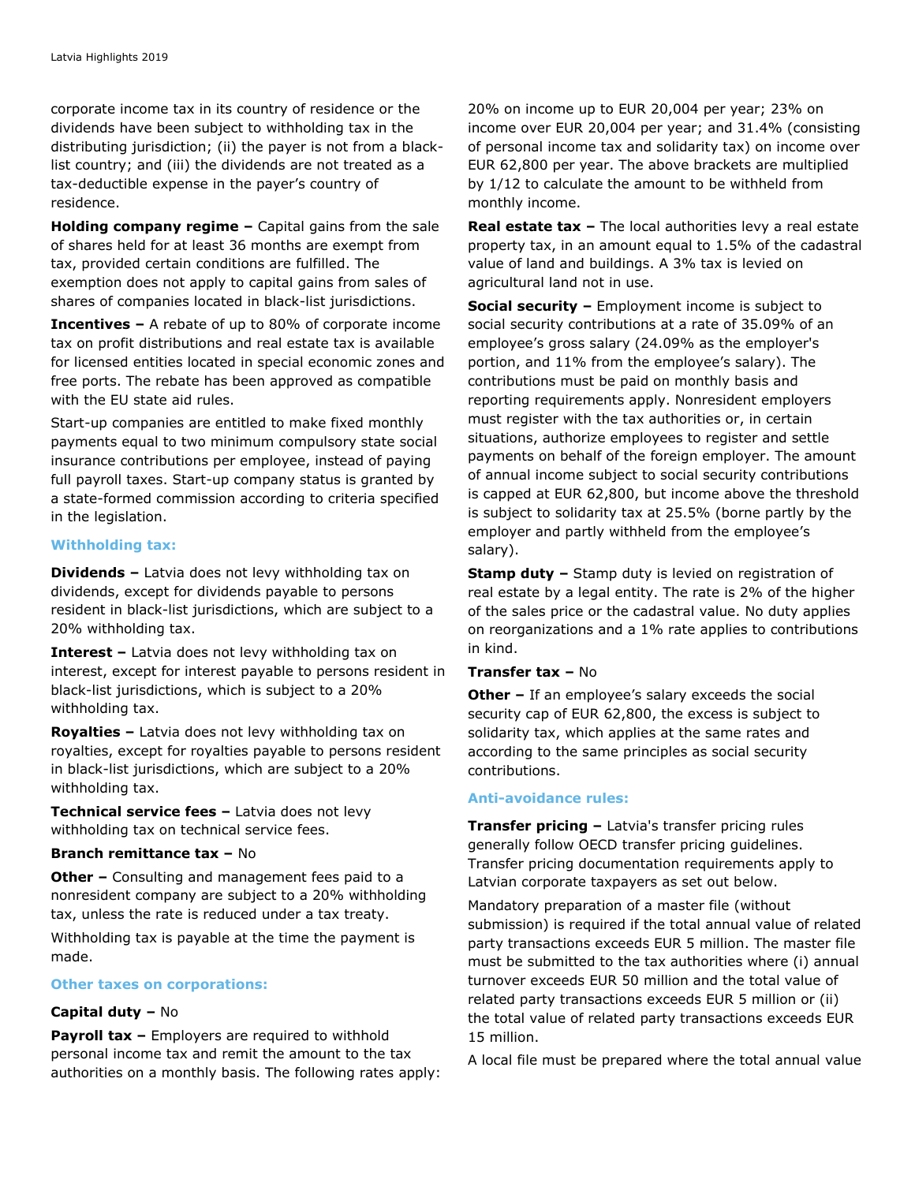corporate income tax in its country of residence or the dividends have been subject to withholding tax in the distributing jurisdiction; (ii) the payer is not from a black-list country; and (iii) the dividends are not treated as a tax-deductible expense in the payer's country of residence.

**Holding company regime –** Capital gains from the sale of shares held for at least 36 months are exempt from tax, provided certain conditions are fulfilled. The exemption does not apply to capital gains from sales of shares of companies located in black-list jurisdictions.

**Incentives –** A rebate of up to 80% of corporate income tax on profit distributions and real estate tax is available for licensed entities located in special economic zones and free ports. The rebate has been approved as compatible with the EU state aid rules.

Start-up companies are entitled to make fixed monthly payments equal to two minimum compulsory state social insurance contributions per employee, instead of paying full payroll taxes. Start-up company status is granted by a state-formed commission according to criteria specified in the legislation.

## Withholding tax:

**Dividends –** Latvia does not levy withholding tax on dividends, except for dividends payable to persons resident in black-list jurisdictions, which are subject to a 20% withholding tax.

**Interest –** Latvia does not levy withholding tax on interest, except for interest payable to persons resident in black-list jurisdictions, which is subject to a 20% withholding tax.

**Royalties –** Latvia does not levy withholding tax on royalties, except for royalties payable to persons resident in black-list jurisdictions, which are subject to a 20% withholding tax.

**Technical service fees –** Latvia does not levy withholding tax on technical service fees.

**Branch remittance tax –** No

**Other –** Consulting and management fees paid to a nonresident company are subject to a 20% withholding tax, unless the rate is reduced under a tax treaty.

Withholding tax is payable at the time the payment is made.

## Other taxes on corporations:

**Capital duty –** No

**Payroll tax –** Employers are required to withhold personal income tax and remit the amount to the tax authorities on a monthly basis. The following rates apply: 20% on income up to EUR 20,004 per year; 23% on income over EUR 20,004 per year; and 31.4% (consisting of personal income tax and solidarity tax) on income over EUR 62,800 per year. The above brackets are multiplied by 1/12 to calculate the amount to be withheld from monthly income.

**Real estate tax –** The local authorities levy a real estate property tax, in an amount equal to 1.5% of the cadastral value of land and buildings. A 3% tax is levied on agricultural land not in use.

**Social security –** Employment income is subject to social security contributions at a rate of 35.09% of an employee's gross salary (24.09% as the employer's portion, and 11% from the employee's salary). The contributions must be paid on monthly basis and reporting requirements apply. Nonresident employers must register with the tax authorities or, in certain situations, authorize employees to register and settle payments on behalf of the foreign employer. The amount of annual income subject to social security contributions is capped at EUR 62,800, but income above the threshold is subject to solidarity tax at 25.5% (borne partly by the employer and partly withheld from the employee's salary).

**Stamp duty –** Stamp duty is levied on registration of real estate by a legal entity. The rate is 2% of the higher of the sales price or the cadastral value. No duty applies on reorganizations and a 1% rate applies to contributions in kind.

**Transfer tax –** No

**Other –** If an employee's salary exceeds the social security cap of EUR 62,800, the excess is subject to solidarity tax, which applies at the same rates and according to the same principles as social security contributions.

## Anti-avoidance rules:

**Transfer pricing –** Latvia's transfer pricing rules generally follow OECD transfer pricing guidelines. Transfer pricing documentation requirements apply to Latvian corporate taxpayers as set out below.

Mandatory preparation of a master file (without submission) is required if the total annual value of related party transactions exceeds EUR 5 million. The master file must be submitted to the tax authorities where (i) annual turnover exceeds EUR 50 million and the total value of related party transactions exceeds EUR 5 million or (ii) the total value of related party transactions exceeds EUR 15 million.

A local file must be prepared where the total annual value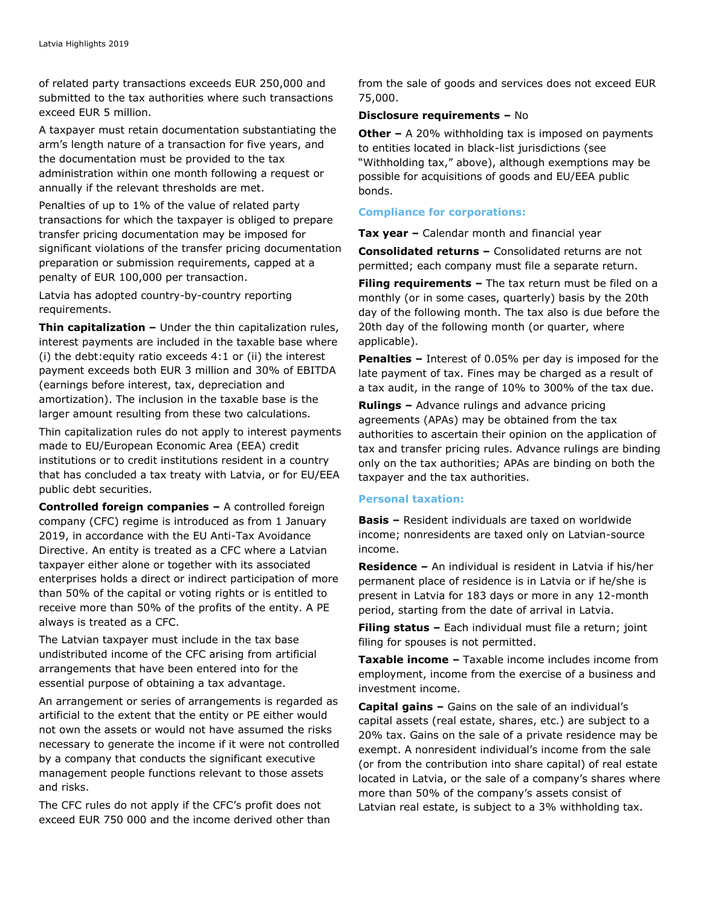of related party transactions exceeds EUR 250,000 and submitted to the tax authorities where such transactions exceed EUR 5 million.

A taxpayer must retain documentation substantiating the arm's length nature of a transaction for five years, and the documentation must be provided to the tax administration within one month following a request or annually if the relevant thresholds are met.

Penalties of up to 1% of the value of related party transactions for which the taxpayer is obliged to prepare transfer pricing documentation may be imposed for significant violations of the transfer pricing documentation preparation or submission requirements, capped at a penalty of EUR 100,000 per transaction.

Latvia has adopted country-by-country reporting requirements.

**Thin capitalization –** Under the thin capitalization rules, interest payments are included in the taxable base where (i) the debt:equity ratio exceeds 4:1 or (ii) the interest payment exceeds both EUR 3 million and 30% of EBITDA (earnings before interest, tax, depreciation and amortization). The inclusion in the taxable base is the larger amount resulting from these two calculations.

Thin capitalization rules do not apply to interest payments made to EU/European Economic Area (EEA) credit institutions or to credit institutions resident in a country that has concluded a tax treaty with Latvia, or for EU/EEA public debt securities.

**Controlled foreign companies –** A controlled foreign company (CFC) regime is introduced as from 1 January 2019, in accordance with the EU Anti-Tax Avoidance Directive. An entity is treated as a CFC where a Latvian taxpayer either alone or together with its associated enterprises holds a direct or indirect participation of more than 50% of the capital or voting rights or is entitled to receive more than 50% of the profits of the entity. A PE always is treated as a CFC.

The Latvian taxpayer must include in the tax base undistributed income of the CFC arising from artificial arrangements that have been entered into for the essential purpose of obtaining a tax advantage.

An arrangement or series of arrangements is regarded as artificial to the extent that the entity or PE either would not own the assets or would not have assumed the risks necessary to generate the income if it were not controlled by a company that conducts the significant executive management people functions relevant to those assets and risks.

The CFC rules do not apply if the CFC's profit does not exceed EUR 750 000 and the income derived other than from the sale of goods and services does not exceed EUR 75,000.

**Disclosure requirements –** No

**Other –** A 20% withholding tax is imposed on payments to entities located in black-list jurisdictions (see "Withholding tax," above), although exemptions may be possible for acquisitions of goods and EU/EEA public bonds.

## Compliance for corporations:

**Tax year –** Calendar month and financial year

**Consolidated returns –** Consolidated returns are not permitted; each company must file a separate return.

**Filing requirements –** The tax return must be filed on a monthly (or in some cases, quarterly) basis by the 20th day of the following month. The tax also is due before the 20th day of the following month (or quarter, where applicable).

**Penalties –** Interest of 0.05% per day is imposed for the late payment of tax. Fines may be charged as a result of a tax audit, in the range of 10% to 300% of the tax due.

**Rulings –** Advance rulings and advance pricing agreements (APAs) may be obtained from the tax authorities to ascertain their opinion on the application of tax and transfer pricing rules. Advance rulings are binding only on the tax authorities; APAs are binding on both the taxpayer and the tax authorities.

## Personal taxation:

**Basis –** Resident individuals are taxed on worldwide income; nonresidents are taxed only on Latvian-source income.

**Residence –** An individual is resident in Latvia if his/her permanent place of residence is in Latvia or if he/she is present in Latvia for 183 days or more in any 12-month period, starting from the date of arrival in Latvia.

**Filing status –** Each individual must file a return; joint filing for spouses is not permitted.

**Taxable income –** Taxable income includes income from employment, income from the exercise of a business and investment income.

**Capital gains –** Gains on the sale of an individual's capital assets (real estate, shares, etc.) are subject to a 20% tax. Gains on the sale of a private residence may be exempt. A nonresident individual's income from the sale (or from the contribution into share capital) of real estate located in Latvia, or the sale of a company's shares where more than 50% of the company's assets consist of Latvian real estate, is subject to a 3% withholding tax.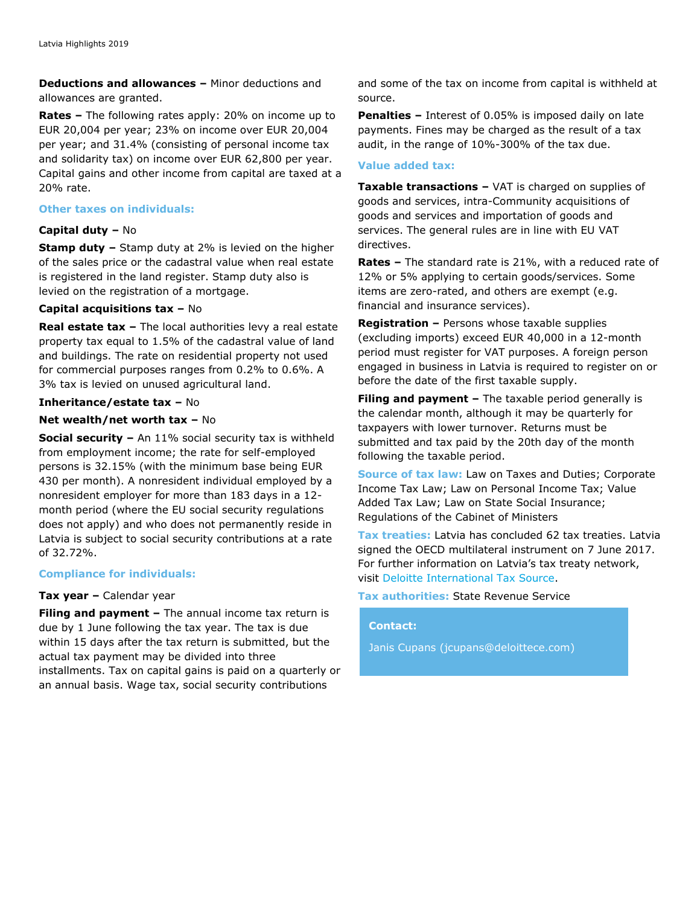**Deductions and allowances –** Minor deductions and allowances are granted.

**Rates –** The following rates apply: 20% on income up to EUR 20,004 per year; 23% on income over EUR 20,004 per year; and 31.4% (consisting of personal income tax and solidarity tax) on income over EUR 62,800 per year. Capital gains and other income from capital are taxed at a 20% rate.

## Other taxes on individuals:

**Capital duty –** No

**Stamp duty –** Stamp duty at 2% is levied on the higher of the sales price or the cadastral value when real estate is registered in the land register. Stamp duty also is levied on the registration of a mortgage.

**Capital acquisitions tax –** No

**Real estate tax –** The local authorities levy a real estate property tax equal to 1.5% of the cadastral value of land and buildings. The rate on residential property not used for commercial purposes ranges from 0.2% to 0.6%. A 3% tax is levied on unused agricultural land.

**Inheritance/estate tax –** No

**Net wealth/net worth tax –** No

**Social security –** An 11% social security tax is withheld from employment income; the rate for self-employed persons is 32.15% (with the minimum base being EUR 430 per month). A nonresident individual employed by a nonresident employer for more than 183 days in a 12-month period (where the EU social security regulations does not apply) and who does not permanently reside in Latvia is subject to social security contributions at a rate of 32.72%.

## Compliance for individuals:

**Tax year –** Calendar year

**Filing and payment –** The annual income tax return is due by 1 June following the tax year. The tax is due within 15 days after the tax return is submitted, but the actual tax payment may be divided into three installments. Tax on capital gains is paid on a quarterly or an annual basis. Wage tax, social security contributions and some of the tax on income from capital is withheld at source.

**Penalties –** Interest of 0.05% is imposed daily on late payments. Fines may be charged as the result of a tax audit, in the range of 10%-300% of the tax due.

## Value added tax:

**Taxable transactions –** VAT is charged on supplies of goods and services, intra-Community acquisitions of goods and services and importation of goods and services. The general rules are in line with EU VAT directives.

**Rates –** The standard rate is 21%, with a reduced rate of 12% or 5% applying to certain goods/services. Some items are zero-rated, and others are exempt (e.g. financial and insurance services).

**Registration –** Persons whose taxable supplies (excluding imports) exceed EUR 40,000 in a 12-month period must register for VAT purposes. A foreign person engaged in business in Latvia is required to register on or before the date of the first taxable supply.

**Filing and payment –** The taxable period generally is the calendar month, although it may be quarterly for taxpayers with lower turnover. Returns must be submitted and tax paid by the 20th day of the month following the taxable period.

**Source of tax law:** Law on Taxes and Duties; Corporate Income Tax Law; Law on Personal Income Tax; Value Added Tax Law; Law on State Social Insurance; Regulations of the Cabinet of Ministers

**Tax treaties:** Latvia has concluded 62 tax treaties. Latvia signed the OECD multilateral instrument on 7 June 2017. For further information on Latvia's tax treaty network, visit Deloitte International Tax Source.

**Tax authorities:** State Revenue Service

**Contact:**

Janis Cupans (jcupans@deloittece.com)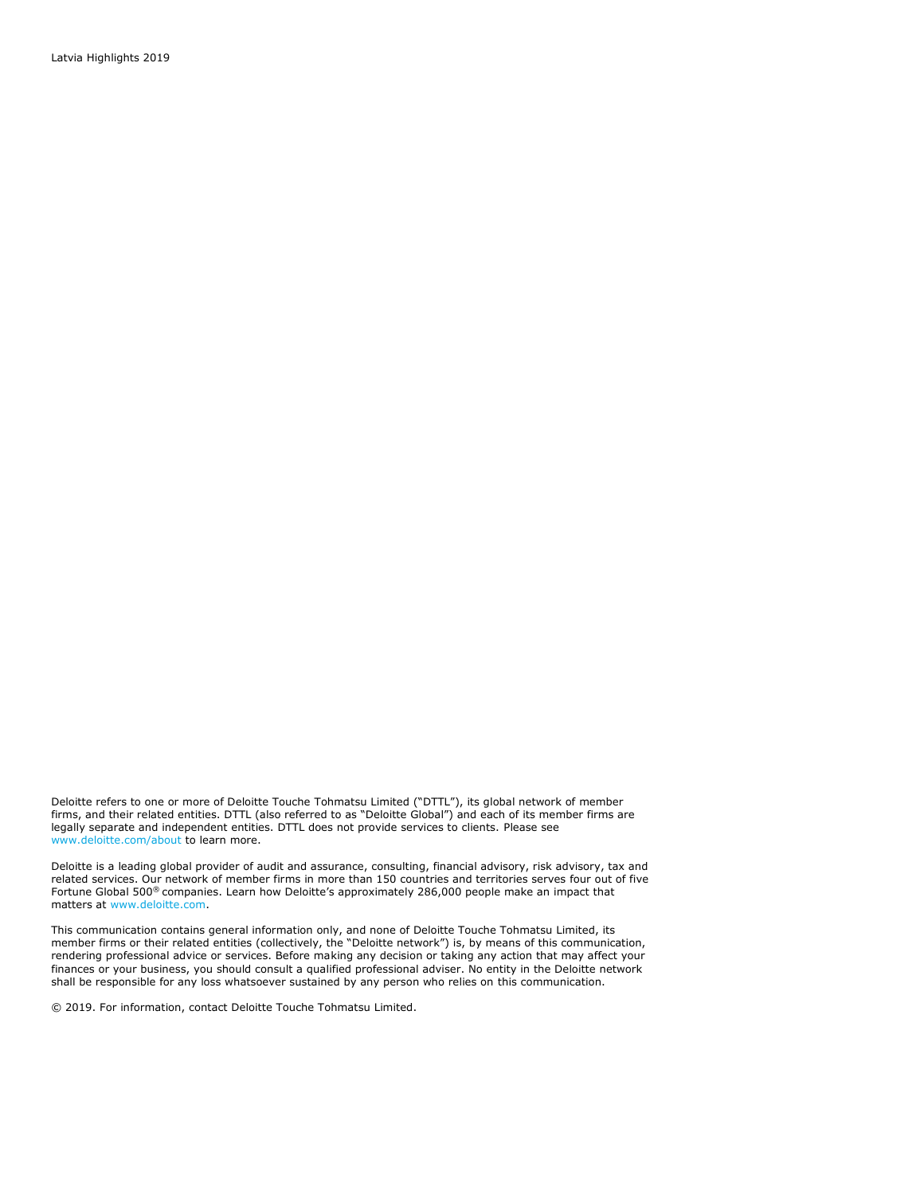Deloitte refers to one or more of Deloitte Touche Tohmatsu Limited ("DTTL"), its global network of member firms, and their related entities. DTTL (also referred to as "Deloitte Global") and each of its member firms are legally separate and independent entities. DTTL does not provide services to clients. Please see www.deloitte.com/about to learn more.

Deloitte is a leading global provider of audit and assurance, consulting, financial advisory, risk advisory, tax and related services. Our network of member firms in more than 150 countries and territories serves four out of five Fortune Global 500® companies. Learn how Deloitte's approximately 286,000 people make an impact that matters at www.deloitte.com.

This communication contains general information only, and none of Deloitte Touche Tohmatsu Limited, its member firms or their related entities (collectively, the "Deloitte network") is, by means of this communication, rendering professional advice or services. Before making any decision or taking any action that may affect your finances or your business, you should consult a qualified professional adviser. No entity in the Deloitte network shall be responsible for any loss whatsoever sustained by any person who relies on this communication.

© 2019. For information, contact Deloitte Touche Tohmatsu Limited.